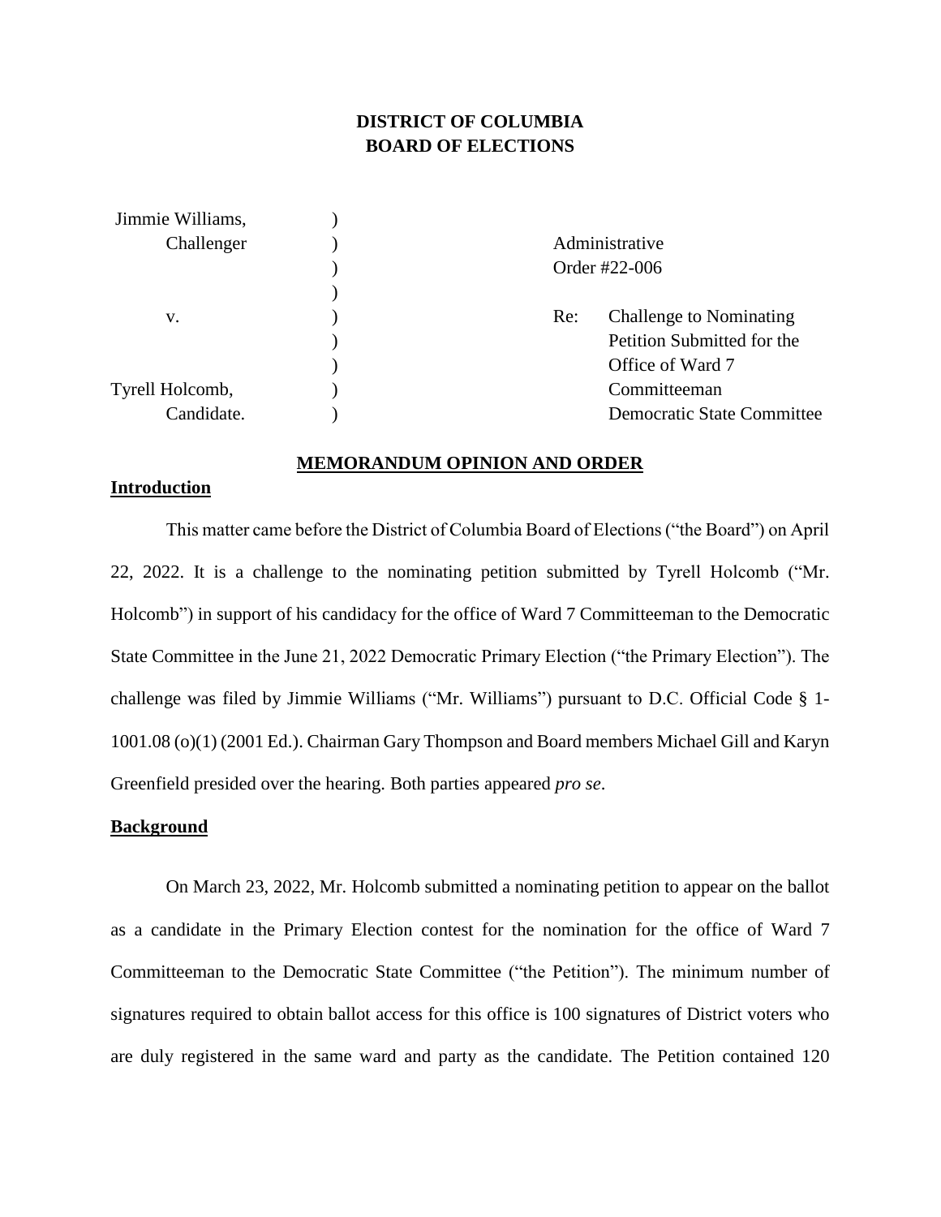# DISTRICT OF COLUMBIA
# BOARD OF ELECTIONS

| | | |
|---|---|---|
| Jimmie Williams, Challenger | ) | Administrative Order #22-006 |
| v. | ) | Re: Challenge to Nominating Petition Submitted for the Office of Ward 7 Committeeman Democratic State Committee |
| Tyrell Holcomb, Candidate. | ) | |

## MEMORANDUM OPINION AND ORDER

### Introduction

This matter came before the District of Columbia Board of Elections ("the Board") on April 22, 2022. It is a challenge to the nominating petition submitted by Tyrell Holcomb ("Mr. Holcomb") in support of his candidacy for the office of Ward 7 Committeeman to the Democratic State Committee in the June 21, 2022 Democratic Primary Election ("the Primary Election"). The challenge was filed by Jimmie Williams ("Mr. Williams") pursuant to D.C. Official Code § 1-1001.08 (o)(1) (2001 Ed.). Chairman Gary Thompson and Board members Michael Gill and Karyn Greenfield presided over the hearing. Both parties appeared *pro se*.

### Background

On March 23, 2022, Mr. Holcomb submitted a nominating petition to appear on the ballot as a candidate in the Primary Election contest for the nomination for the office of Ward 7 Committeeman to the Democratic State Committee ("the Petition"). The minimum number of signatures required to obtain ballot access for this office is 100 signatures of District voters who are duly registered in the same ward and party as the candidate. The Petition contained 120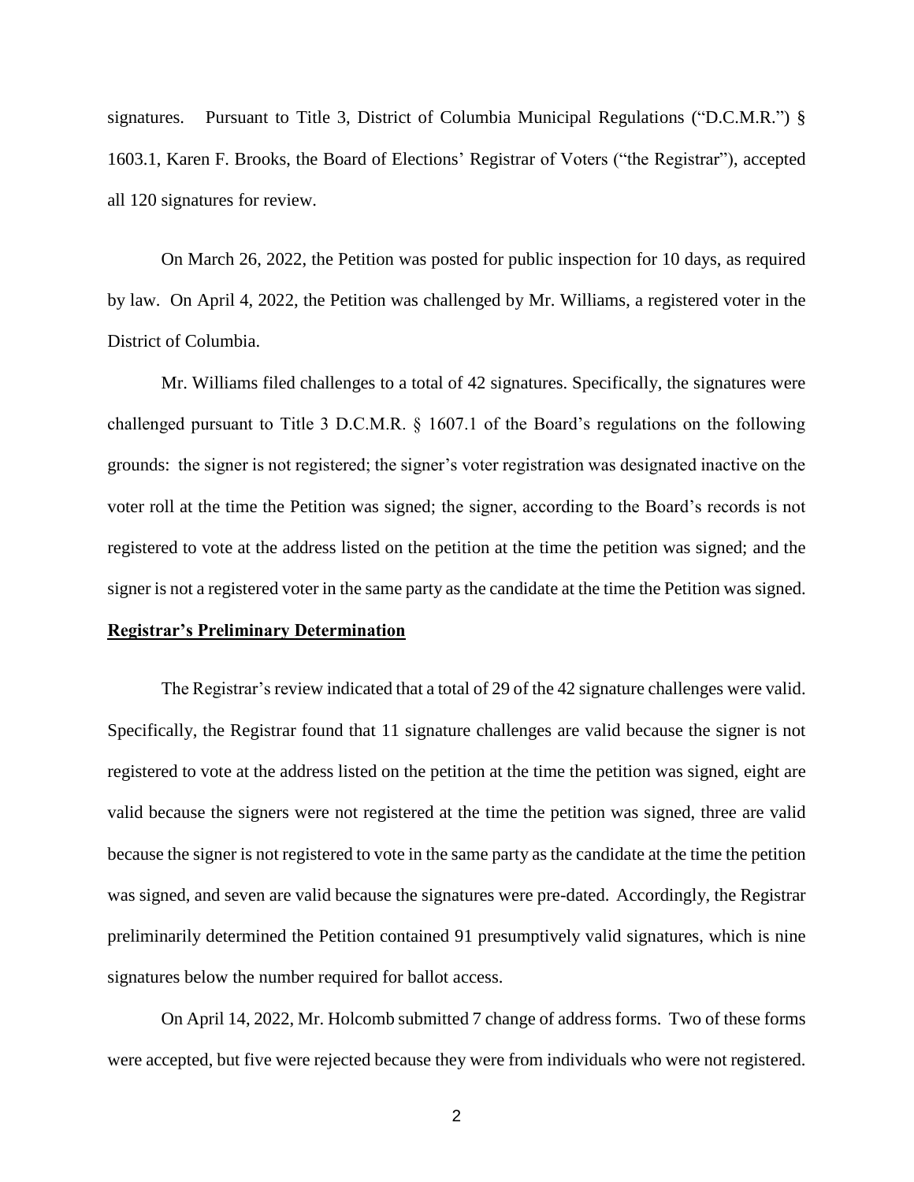signatures. Pursuant to Title 3, District of Columbia Municipal Regulations ("D.C.M.R.") § 1603.1, Karen F. Brooks, the Board of Elections' Registrar of Voters ("the Registrar"), accepted all 120 signatures for review.

On March 26, 2022, the Petition was posted for public inspection for 10 days, as required by law. On April 4, 2022, the Petition was challenged by Mr. Williams, a registered voter in the District of Columbia.

Mr. Williams filed challenges to a total of 42 signatures. Specifically, the signatures were challenged pursuant to Title 3 D.C.M.R. § 1607.1 of the Board's regulations on the following grounds: the signer is not registered; the signer's voter registration was designated inactive on the voter roll at the time the Petition was signed; the signer, according to the Board's records is not registered to vote at the address listed on the petition at the time the petition was signed; and the signer is not a registered voter in the same party as the candidate at the time the Petition was signed.

**Registrar's Preliminary Determination**

The Registrar's review indicated that a total of 29 of the 42 signature challenges were valid. Specifically, the Registrar found that 11 signature challenges are valid because the signer is not registered to vote at the address listed on the petition at the time the petition was signed, eight are valid because the signers were not registered at the time the petition was signed, three are valid because the signer is not registered to vote in the same party as the candidate at the time the petition was signed, and seven are valid because the signatures were pre-dated. Accordingly, the Registrar preliminarily determined the Petition contained 91 presumptively valid signatures, which is nine signatures below the number required for ballot access.

On April 14, 2022, Mr. Holcomb submitted 7 change of address forms. Two of these forms were accepted, but five were rejected because they were from individuals who were not registered.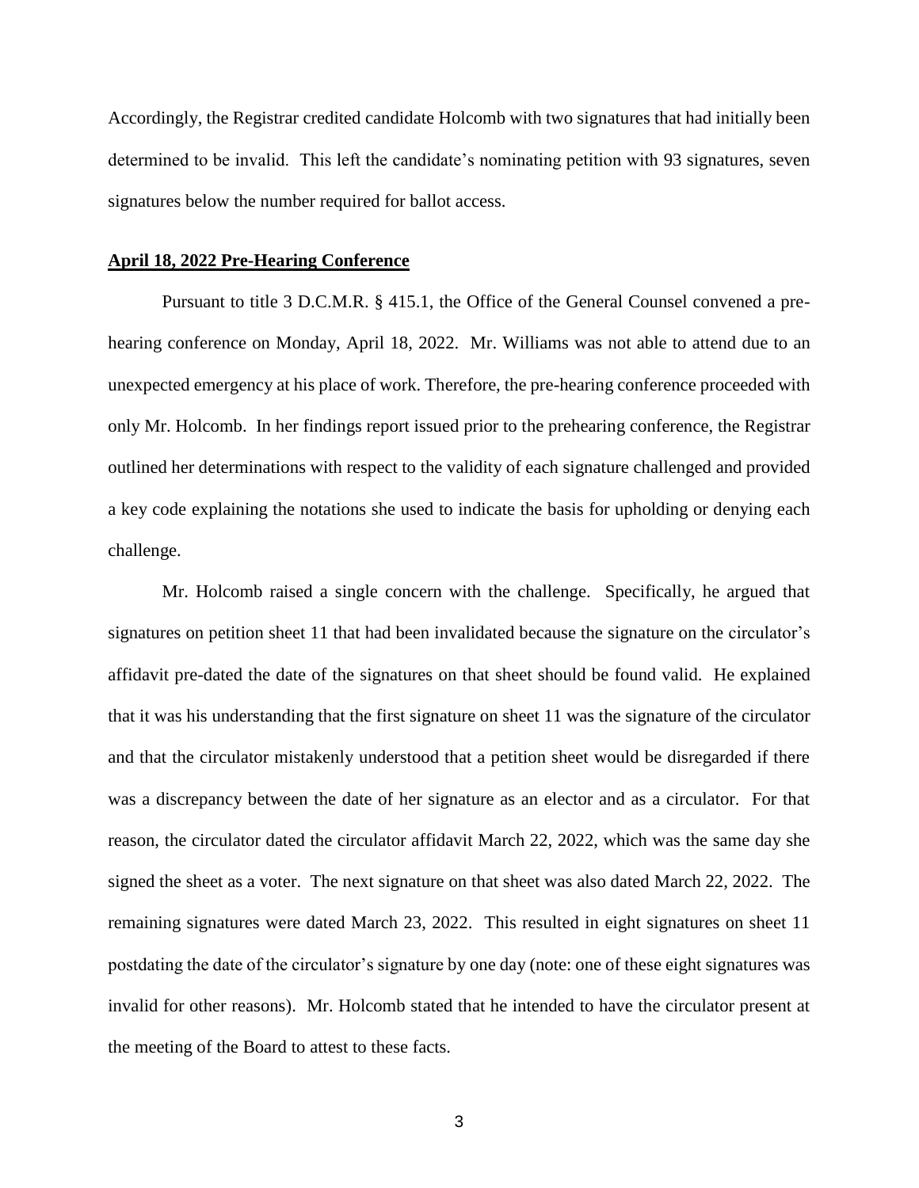Accordingly, the Registrar credited candidate Holcomb with two signatures that had initially been determined to be invalid. This left the candidate's nominating petition with 93 signatures, seven signatures below the number required for ballot access.

**April 18, 2022 Pre-Hearing Conference**

Pursuant to title 3 D.C.M.R. § 415.1, the Office of the General Counsel convened a pre-hearing conference on Monday, April 18, 2022. Mr. Williams was not able to attend due to an unexpected emergency at his place of work. Therefore, the pre-hearing conference proceeded with only Mr. Holcomb. In her findings report issued prior to the prehearing conference, the Registrar outlined her determinations with respect to the validity of each signature challenged and provided a key code explaining the notations she used to indicate the basis for upholding or denying each challenge.

Mr. Holcomb raised a single concern with the challenge. Specifically, he argued that signatures on petition sheet 11 that had been invalidated because the signature on the circulator's affidavit pre-dated the date of the signatures on that sheet should be found valid. He explained that it was his understanding that the first signature on sheet 11 was the signature of the circulator and that the circulator mistakenly understood that a petition sheet would be disregarded if there was a discrepancy between the date of her signature as an elector and as a circulator. For that reason, the circulator dated the circulator affidavit March 22, 2022, which was the same day she signed the sheet as a voter. The next signature on that sheet was also dated March 22, 2022. The remaining signatures were dated March 23, 2022. This resulted in eight signatures on sheet 11 postdating the date of the circulator's signature by one day (note: one of these eight signatures was invalid for other reasons). Mr. Holcomb stated that he intended to have the circulator present at the meeting of the Board to attest to these facts.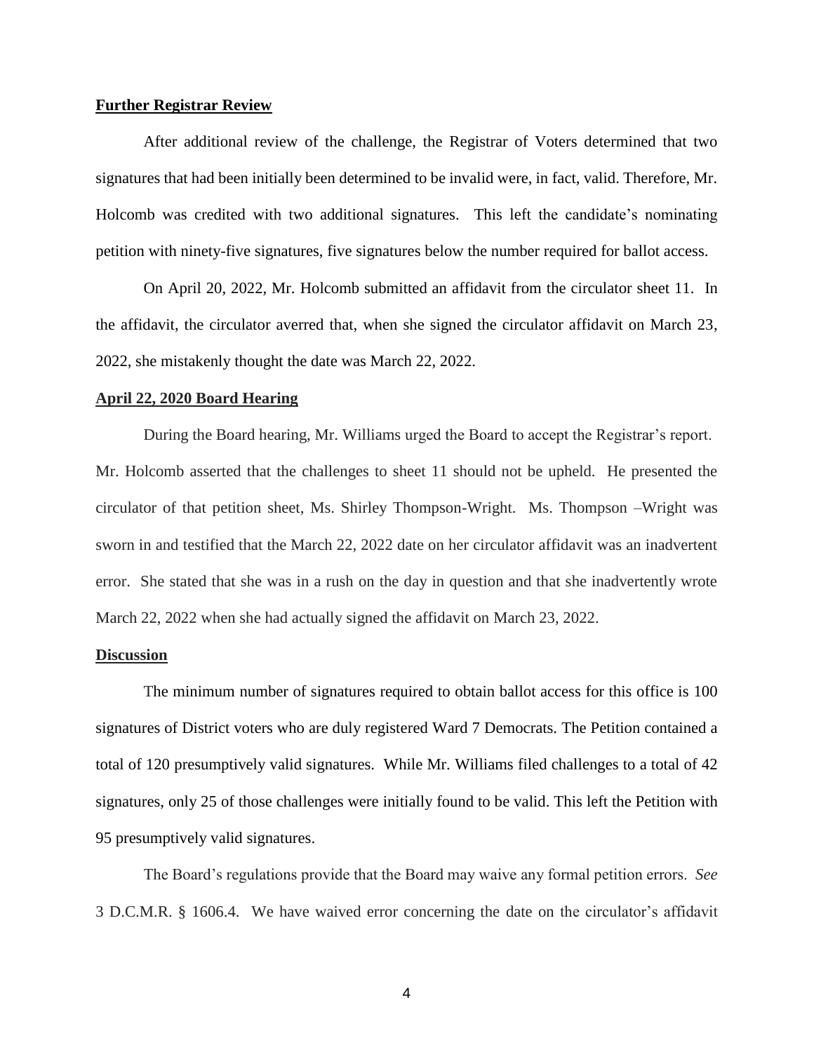**Further Registrar Review**

After additional review of the challenge, the Registrar of Voters determined that two signatures that had been initially been determined to be invalid were, in fact, valid. Therefore, Mr. Holcomb was credited with two additional signatures. This left the candidate's nominating petition with ninety-five signatures, five signatures below the number required for ballot access.

On April 20, 2022, Mr. Holcomb submitted an affidavit from the circulator sheet 11. In the affidavit, the circulator averred that, when she signed the circulator affidavit on March 23, 2022, she mistakenly thought the date was March 22, 2022.

**April 22, 2020 Board Hearing**

During the Board hearing, Mr. Williams urged the Board to accept the Registrar's report. Mr. Holcomb asserted that the challenges to sheet 11 should not be upheld. He presented the circulator of that petition sheet, Ms. Shirley Thompson-Wright. Ms. Thompson –Wright was sworn in and testified that the March 22, 2022 date on her circulator affidavit was an inadvertent error. She stated that she was in a rush on the day in question and that she inadvertently wrote March 22, 2022 when she had actually signed the affidavit on March 23, 2022.

**Discussion**

The minimum number of signatures required to obtain ballot access for this office is 100 signatures of District voters who are duly registered Ward 7 Democrats. The Petition contained a total of 120 presumptively valid signatures. While Mr. Williams filed challenges to a total of 42 signatures, only 25 of those challenges were initially found to be valid. This left the Petition with 95 presumptively valid signatures.

The Board's regulations provide that the Board may waive any formal petition errors. *See* 3 D.C.M.R. § 1606.4. We have waived error concerning the date on the circulator's affidavit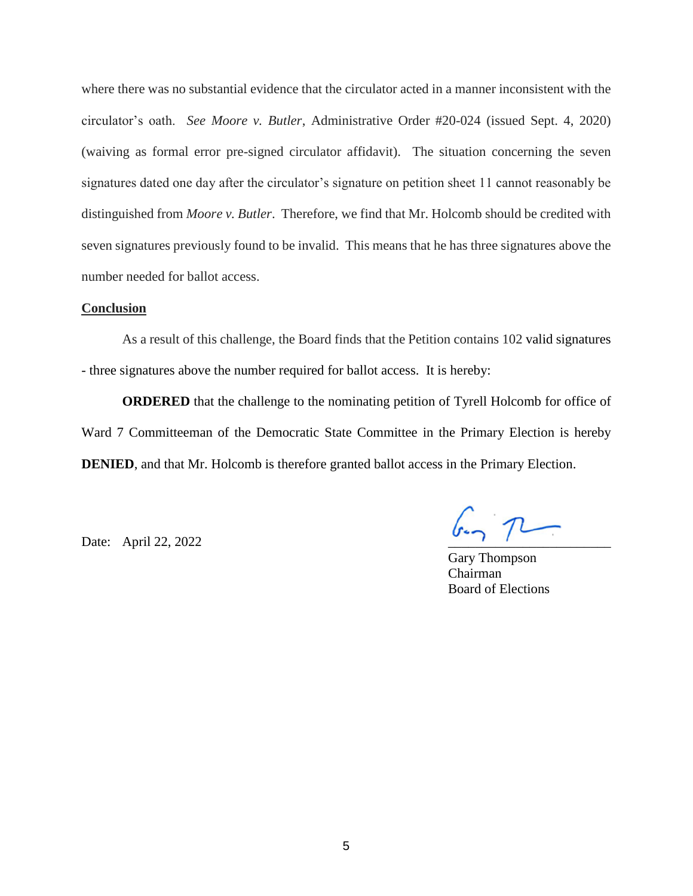where there was no substantial evidence that the circulator acted in a manner inconsistent with the circulator's oath. *See Moore v. Butler*, Administrative Order #20-024 (issued Sept. 4, 2020) (waiving as formal error pre-signed circulator affidavit). The situation concerning the seven signatures dated one day after the circulator's signature on petition sheet 11 cannot reasonably be distinguished from *Moore v. Butler*. Therefore, we find that Mr. Holcomb should be credited with seven signatures previously found to be invalid. This means that he has three signatures above the number needed for ballot access.

**Conclusion**

As a result of this challenge, the Board finds that the Petition contains 102 valid signatures - three signatures above the number required for ballot access. It is hereby:

**ORDERED** that the challenge to the nominating petition of Tyrell Holcomb for office of Ward 7 Committeeman of the Democratic State Committee in the Primary Election is hereby **DENIED**, and that Mr. Holcomb is therefore granted ballot access in the Primary Election.

Date: April 22, 2022

Gary Thompson
Chairman
Board of Elections